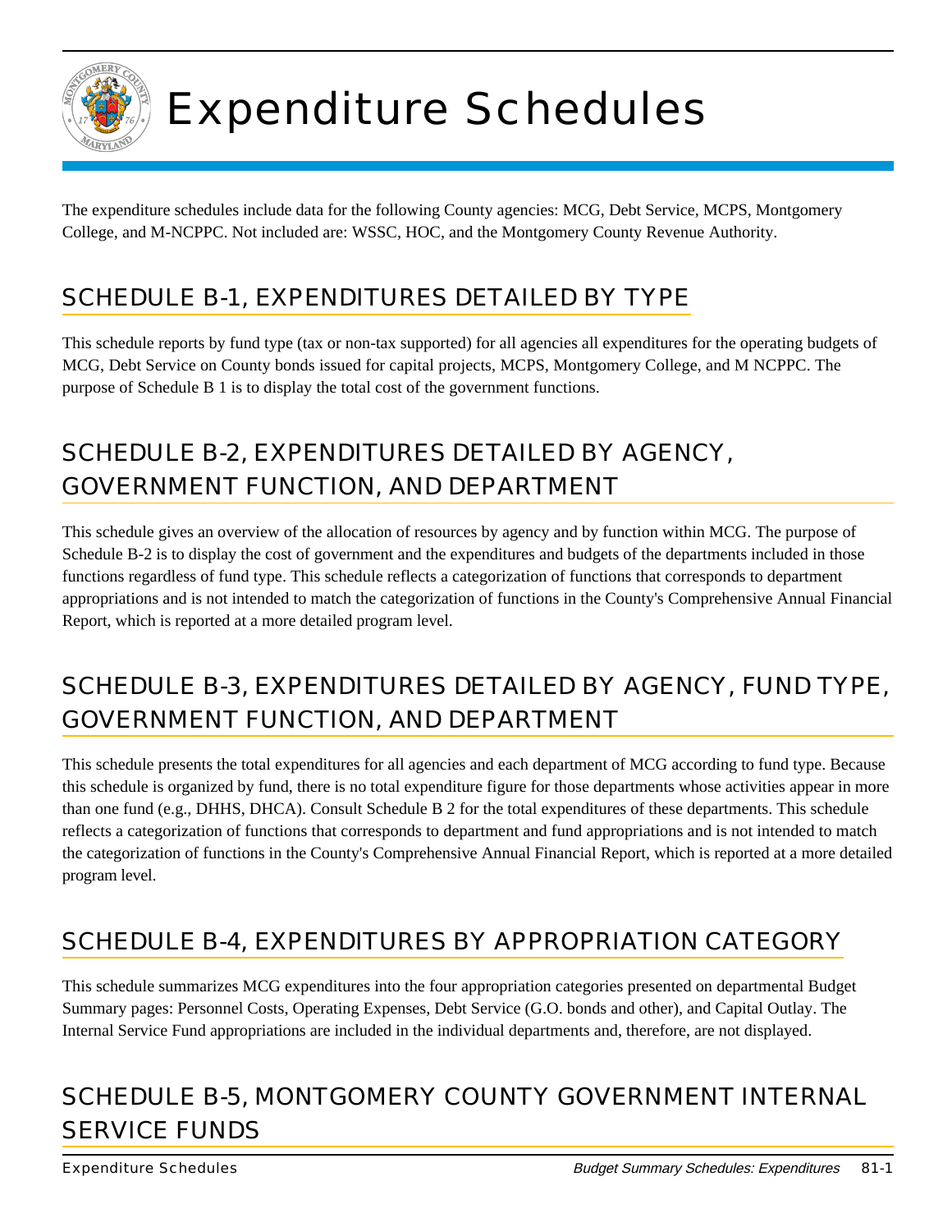# Expenditure Schedules

The expenditure schedules include data for the following County agencies: MCG, Debt Service, MCPS, Montgomery College, and M-NCPPC. Not included are: WSSC, HOC, and the Montgomery County Revenue Authority.

## SCHEDULE B-1, EXPENDITURES DETAILED BY TYPE

This schedule reports by fund type (tax or non-tax supported) for all agencies all expenditures for the operating budgets of MCG, Debt Service on County bonds issued for capital projects, MCPS, Montgomery College, and M NCPPC. The purpose of Schedule B 1 is to display the total cost of the government functions.

## SCHEDULE B-2, EXPENDITURES DETAILED BY AGENCY, GOVERNMENT FUNCTION, AND DEPARTMENT

This schedule gives an overview of the allocation of resources by agency and by function within MCG. The purpose of Schedule B-2 is to display the cost of government and the expenditures and budgets of the departments included in those functions regardless of fund type. This schedule reflects a categorization of functions that corresponds to department appropriations and is not intended to match the categorization of functions in the County's Comprehensive Annual Financial Report, which is reported at a more detailed program level.

## SCHEDULE B-3, EXPENDITURES DETAILED BY AGENCY, FUND TYPE, GOVERNMENT FUNCTION, AND DEPARTMENT

This schedule presents the total expenditures for all agencies and each department of MCG according to fund type. Because this schedule is organized by fund, there is no total expenditure figure for those departments whose activities appear in more than one fund (e.g., DHHS, DHCA). Consult Schedule B 2 for the total expenditures of these departments. This schedule reflects a categorization of functions that corresponds to department and fund appropriations and is not intended to match the categorization of functions in the County's Comprehensive Annual Financial Report, which is reported at a more detailed program level.

## SCHEDULE B-4, EXPENDITURES BY APPROPRIATION CATEGORY

This schedule summarizes MCG expenditures into the four appropriation categories presented on departmental Budget Summary pages: Personnel Costs, Operating Expenses, Debt Service (G.O. bonds and other), and Capital Outlay. The Internal Service Fund appropriations are included in the individual departments and, therefore, are not displayed.

## SCHEDULE B-5, MONTGOMERY COUNTY GOVERNMENT INTERNAL SERVICE FUNDS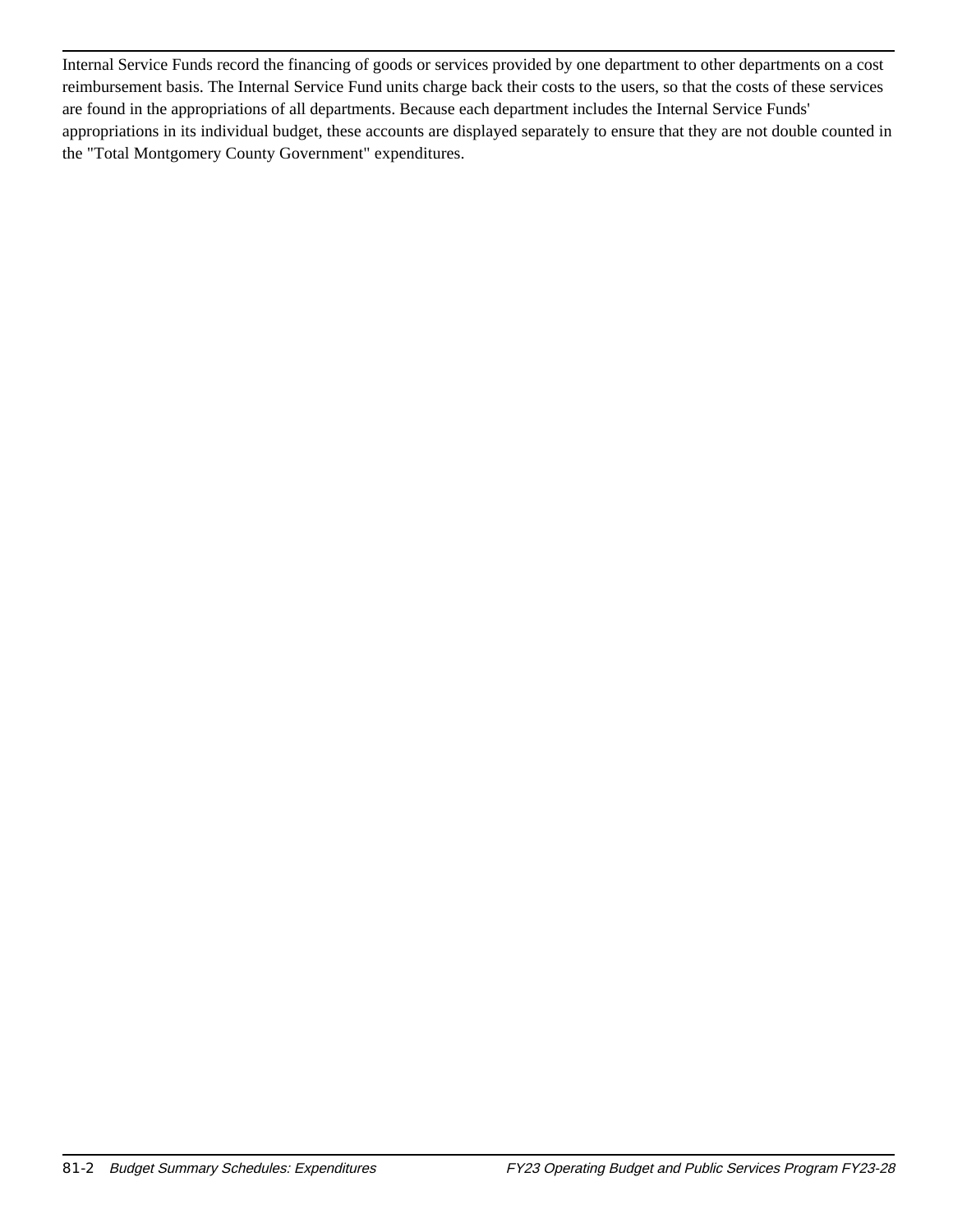Internal Service Funds record the financing of goods or services provided by one department to other departments on a cost reimbursement basis. The Internal Service Fund units charge back their costs to the users, so that the costs of these services are found in the appropriations of all departments. Because each department includes the Internal Service Funds' appropriations in its individual budget, these accounts are displayed separately to ensure that they are not double counted in the "Total Montgomery County Government" expenditures.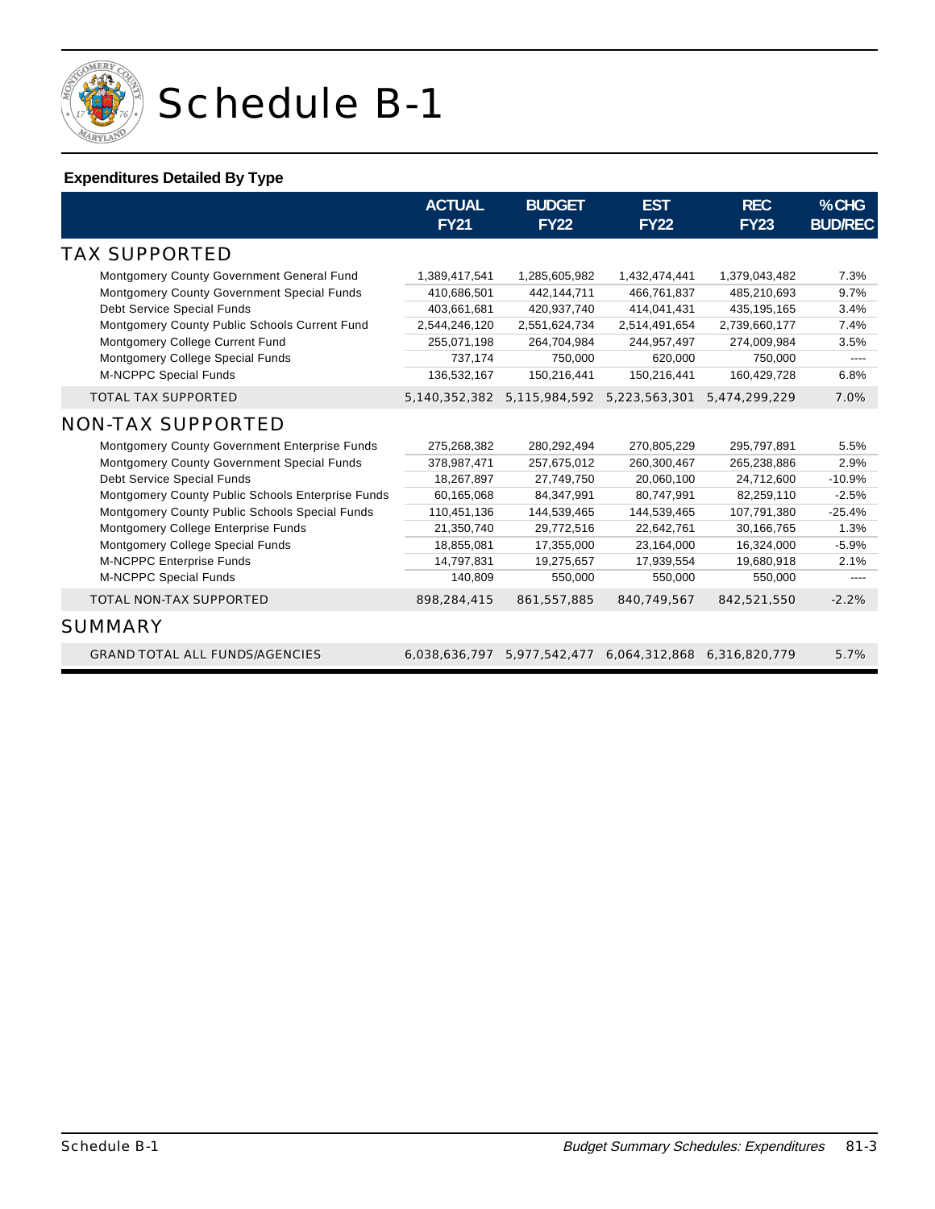# Schedule B-1

**Expenditures Detailed By Type**

| | ACTUAL FY21 | BUDGET FY22 | EST FY22 | REC FY23 | % CHG BUD/REC |
|---|---|---|---|---|---|
| **TAX SUPPORTED** | | | | | |
| Montgomery County Government General Fund | 1,389,417,541 | 1,285,605,982 | 1,432,474,441 | 1,379,043,482 | 7.3% |
| Montgomery County Government Special Funds | 410,686,501 | 442,144,711 | 466,761,837 | 485,210,693 | 9.7% |
| Debt Service Special Funds | 403,661,681 | 420,937,740 | 414,041,431 | 435,195,165 | 3.4% |
| Montgomery County Public Schools Current Fund | 2,544,246,120 | 2,551,624,734 | 2,514,491,654 | 2,739,660,177 | 7.4% |
| Montgomery College Current Fund | 255,071,198 | 264,704,984 | 244,957,497 | 274,009,984 | 3.5% |
| Montgomery College Special Funds | 737,174 | 750,000 | 620,000 | 750,000 | ---- |
| M-NCPPC Special Funds | 136,532,167 | 150,216,441 | 150,216,441 | 160,429,728 | 6.8% |
| TOTAL TAX SUPPORTED | 5,140,352,382 | 5,115,984,592 | 5,223,563,301 | 5,474,299,229 | 7.0% |
| **NON-TAX SUPPORTED** | | | | | |
| Montgomery County Government Enterprise Funds | 275,268,382 | 280,292,494 | 270,805,229 | 295,797,891 | 5.5% |
| Montgomery County Government Special Funds | 378,987,471 | 257,675,012 | 260,300,467 | 265,238,886 | 2.9% |
| Debt Service Special Funds | 18,267,897 | 27,749,750 | 20,060,100 | 24,712,600 | -10.9% |
| Montgomery County Public Schools Enterprise Funds | 60,165,068 | 84,347,991 | 80,747,991 | 82,259,110 | -2.5% |
| Montgomery County Public Schools Special Funds | 110,451,136 | 144,539,465 | 144,539,465 | 107,791,380 | -25.4% |
| Montgomery College Enterprise Funds | 21,350,740 | 29,772,516 | 22,642,761 | 30,166,765 | 1.3% |
| Montgomery College Special Funds | 18,855,081 | 17,355,000 | 23,164,000 | 16,324,000 | -5.9% |
| M-NCPPC Enterprise Funds | 14,797,831 | 19,275,657 | 17,939,554 | 19,680,918 | 2.1% |
| M-NCPPC Special Funds | 140,809 | 550,000 | 550,000 | 550,000 | ---- |
| TOTAL NON-TAX SUPPORTED | 898,284,415 | 861,557,885 | 840,749,567 | 842,521,550 | -2.2% |
| **SUMMARY** | | | | | |
| GRAND TOTAL ALL FUNDS/AGENCIES | 6,038,636,797 | 5,977,542,477 | 6,064,312,868 | 6,316,820,779 | 5.7% |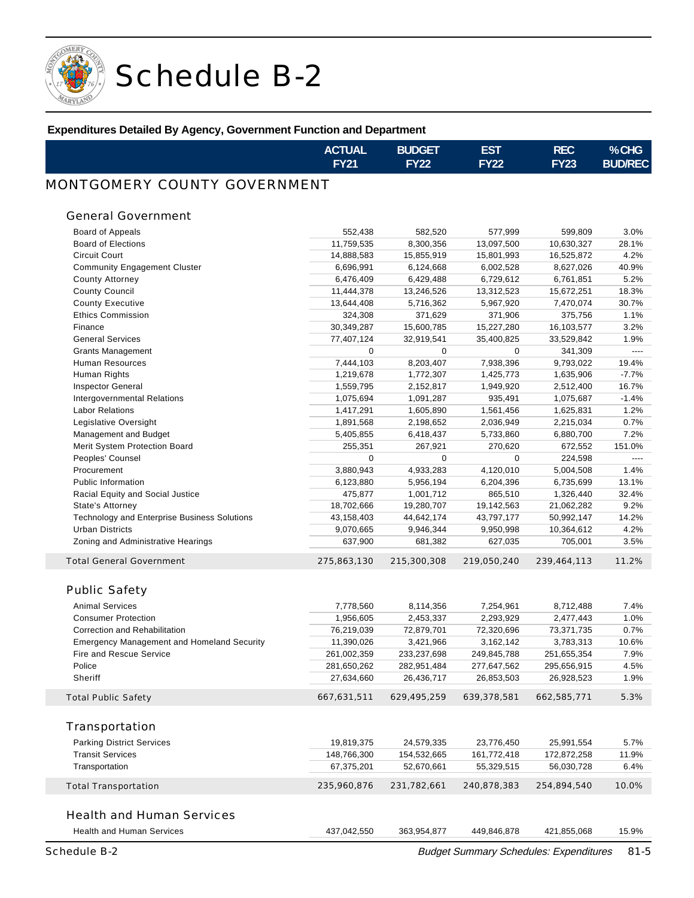# Schedule B-2

**Expenditures Detailed By Agency, Government Function and Department**

| | ACTUAL FY21 | BUDGET FY22 | EST FY22 | REC FY23 | %CHG BUD/REC |
|---|---|---|---|---|---|

## MONTGOMERY COUNTY GOVERNMENT

### General Government

| | ACTUAL FY21 | BUDGET FY22 | EST FY22 | REC FY23 | %CHG BUD/REC |
|---|---|---|---|---|---|
| Board of Appeals | 552,438 | 582,520 | 577,999 | 599,809 | 3.0% |
| Board of Elections | 11,759,535 | 8,300,356 | 13,097,500 | 10,630,327 | 28.1% |
| Circuit Court | 14,888,583 | 15,855,919 | 15,801,993 | 16,525,872 | 4.2% |
| Community Engagement Cluster | 6,696,991 | 6,124,668 | 6,002,528 | 8,627,026 | 40.9% |
| County Attorney | 6,476,409 | 6,429,488 | 6,729,612 | 6,761,851 | 5.2% |
| County Council | 11,444,378 | 13,246,526 | 13,312,523 | 15,672,251 | 18.3% |
| County Executive | 13,644,408 | 5,716,362 | 5,967,920 | 7,470,074 | 30.7% |
| Ethics Commission | 324,308 | 371,629 | 371,906 | 375,756 | 1.1% |
| Finance | 30,349,287 | 15,600,785 | 15,227,280 | 16,103,577 | 3.2% |
| General Services | 77,407,124 | 32,919,541 | 35,400,825 | 33,529,842 | 1.9% |
| Grants Management | 0 | 0 | 0 | 341,309 | ---- |
| Human Resources | 7,444,103 | 8,203,407 | 7,938,396 | 9,793,022 | 19.4% |
| Human Rights | 1,219,678 | 1,772,307 | 1,425,773 | 1,635,906 | -7.7% |
| Inspector General | 1,559,795 | 2,152,817 | 1,949,920 | 2,512,400 | 16.7% |
| Intergovernmental Relations | 1,075,694 | 1,091,287 | 935,491 | 1,075,687 | -1.4% |
| Labor Relations | 1,417,291 | 1,605,890 | 1,561,456 | 1,625,831 | 1.2% |
| Legislative Oversight | 1,891,568 | 2,198,652 | 2,036,949 | 2,215,034 | 0.7% |
| Management and Budget | 5,405,855 | 6,418,437 | 5,733,860 | 6,880,700 | 7.2% |
| Merit System Protection Board | 255,351 | 267,921 | 270,620 | 672,552 | 151.0% |
| Peoples' Counsel | 0 | 0 | 0 | 224,598 | ---- |
| Procurement | 3,880,943 | 4,933,283 | 4,120,010 | 5,004,508 | 1.4% |
| Public Information | 6,123,880 | 5,956,194 | 6,204,396 | 6,735,699 | 13.1% |
| Racial Equity and Social Justice | 475,877 | 1,001,712 | 865,510 | 1,326,440 | 32.4% |
| State's Attorney | 18,702,666 | 19,280,707 | 19,142,563 | 21,062,282 | 9.2% |
| Technology and Enterprise Business Solutions | 43,158,403 | 44,642,174 | 43,797,177 | 50,992,147 | 14.2% |
| Urban Districts | 9,070,665 | 9,946,344 | 9,950,998 | 10,364,612 | 4.2% |
| Zoning and Administrative Hearings | 637,900 | 681,382 | 627,035 | 705,001 | 3.5% |
| **Total General Government** | **275,863,130** | **215,300,308** | **219,050,240** | **239,464,113** | **11.2%** |

### Public Safety

| | ACTUAL FY21 | BUDGET FY22 | EST FY22 | REC FY23 | %CHG BUD/REC |
|---|---|---|---|---|---|
| Animal Services | 7,778,560 | 8,114,356 | 7,254,961 | 8,712,488 | 7.4% |
| Consumer Protection | 1,956,605 | 2,453,337 | 2,293,929 | 2,477,443 | 1.0% |
| Correction and Rehabilitation | 76,219,039 | 72,879,701 | 72,320,696 | 73,371,735 | 0.7% |
| Emergency Management and Homeland Security | 11,390,026 | 3,421,966 | 3,162,142 | 3,783,313 | 10.6% |
| Fire and Rescue Service | 261,002,359 | 233,237,698 | 249,845,788 | 251,655,354 | 7.9% |
| Police | 281,650,262 | 282,951,484 | 277,647,562 | 295,656,915 | 4.5% |
| Sheriff | 27,634,660 | 26,436,717 | 26,853,503 | 26,928,523 | 1.9% |
| **Total Public Safety** | **667,631,511** | **629,495,259** | **639,378,581** | **662,585,771** | **5.3%** |

### Transportation

| | ACTUAL FY21 | BUDGET FY22 | EST FY22 | REC FY23 | %CHG BUD/REC |
|---|---|---|---|---|---|
| Parking District Services | 19,819,375 | 24,579,335 | 23,776,450 | 25,991,554 | 5.7% |
| Transit Services | 148,766,300 | 154,532,665 | 161,772,418 | 172,872,258 | 11.9% |
| Transportation | 67,375,201 | 52,670,661 | 55,329,515 | 56,030,728 | 6.4% |
| **Total Transportation** | **235,960,876** | **231,782,661** | **240,878,383** | **254,894,540** | **10.0%** |

### Health and Human Services

| | ACTUAL FY21 | BUDGET FY22 | EST FY22 | REC FY23 | %CHG BUD/REC |
|---|---|---|---|---|---|
| Health and Human Services | 437,042,550 | 363,954,877 | 449,846,878 | 421,855,068 | 15.9% |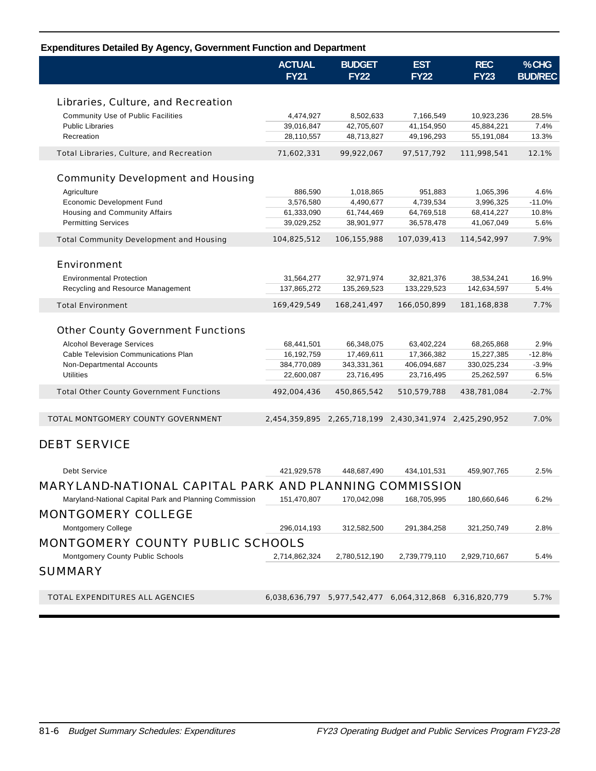**Expenditures Detailed By Agency, Government Function and Department**

| | ACTUAL FY21 | BUDGET FY22 | EST FY22 | REC FY23 | %CHG BUD/REC |
|---|---|---|---|---|---|
| **Libraries, Culture, and Recreation** | | | | | |
| Community Use of Public Facilities | 4,474,927 | 8,502,633 | 7,166,549 | 10,923,236 | 28.5% |
| Public Libraries | 39,016,847 | 42,705,607 | 41,154,950 | 45,884,221 | 7.4% |
| Recreation | 28,110,557 | 48,713,827 | 49,196,293 | 55,191,084 | 13.3% |
| Total Libraries, Culture, and Recreation | 71,602,331 | 99,922,067 | 97,517,792 | 111,998,541 | 12.1% |
| **Community Development and Housing** | | | | | |
| Agriculture | 886,590 | 1,018,865 | 951,883 | 1,065,396 | 4.6% |
| Economic Development Fund | 3,576,580 | 4,490,677 | 4,739,534 | 3,996,325 | -11.0% |
| Housing and Community Affairs | 61,333,090 | 61,744,469 | 64,769,518 | 68,414,227 | 10.8% |
| Permitting Services | 39,029,252 | 38,901,977 | 36,578,478 | 41,067,049 | 5.6% |
| Total Community Development and Housing | 104,825,512 | 106,155,988 | 107,039,413 | 114,542,997 | 7.9% |
| **Environment** | | | | | |
| Environmental Protection | 31,564,277 | 32,971,974 | 32,821,376 | 38,534,241 | 16.9% |
| Recycling and Resource Management | 137,865,272 | 135,269,523 | 133,229,523 | 142,634,597 | 5.4% |
| Total Environment | 169,429,549 | 168,241,497 | 166,050,899 | 181,168,838 | 7.7% |
| **Other County Government Functions** | | | | | |
| Alcohol Beverage Services | 68,441,501 | 66,348,075 | 63,402,224 | 68,265,868 | 2.9% |
| Cable Television Communications Plan | 16,192,759 | 17,469,611 | 17,366,382 | 15,227,385 | -12.8% |
| Non-Departmental Accounts | 384,770,089 | 343,331,361 | 406,094,687 | 330,025,234 | -3.9% |
| Utilities | 22,600,087 | 23,716,495 | 23,716,495 | 25,262,597 | 6.5% |
| Total Other County Government Functions | 492,004,436 | 450,865,542 | 510,579,788 | 438,781,084 | -2.7% |
| TOTAL MONTGOMERY COUNTY GOVERNMENT | 2,454,359,895 | 2,265,718,199 | 2,430,341,974 | 2,425,290,952 | 7.0% |
| **DEBT SERVICE** | | | | | |
| Debt Service | 421,929,578 | 448,687,490 | 434,101,531 | 459,907,765 | 2.5% |
| **MARYLAND-NATIONAL CAPITAL PARK AND PLANNING COMMISSION** | | | | | |
| Maryland-National Capital Park and Planning Commission | 151,470,807 | 170,042,098 | 168,705,995 | 180,660,646 | 6.2% |
| **MONTGOMERY COLLEGE** | | | | | |
| Montgomery College | 296,014,193 | 312,582,500 | 291,384,258 | 321,250,749 | 2.8% |
| **MONTGOMERY COUNTY PUBLIC SCHOOLS** | | | | | |
| Montgomery County Public Schools | 2,714,862,324 | 2,780,512,190 | 2,739,779,110 | 2,929,710,667 | 5.4% |
| **SUMMARY** | | | | | |
| TOTAL EXPENDITURES ALL AGENCIES | 6,038,636,797 | 5,977,542,477 | 6,064,312,868 | 6,316,820,779 | 5.7% |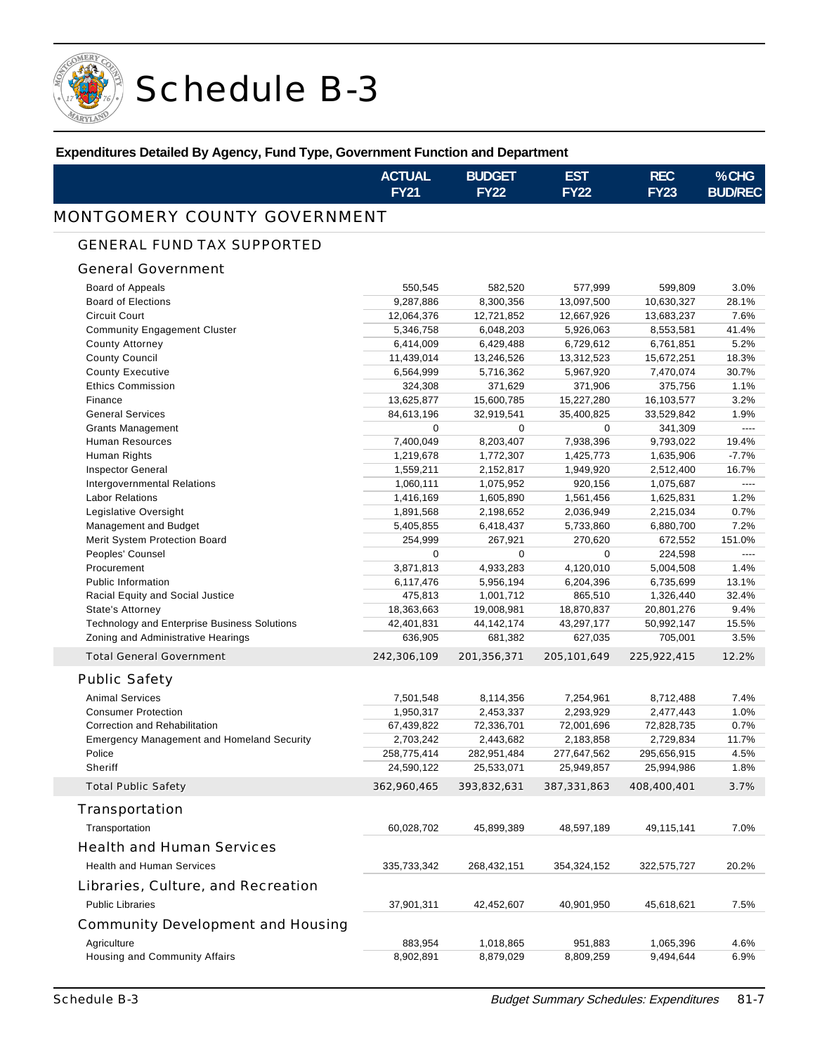# Schedule B-3

**Expenditures Detailed By Agency, Fund Type, Government Function and Department**

| | ACTUAL FY21 | BUDGET FY22 | EST FY22 | REC FY23 | %CHG BUD/REC |
|---|---|---|---|---|---|
| **MONTGOMERY COUNTY GOVERNMENT** | | | | | |
| **GENERAL FUND TAX SUPPORTED** | | | | | |
| **General Government** | | | | | |
| Board of Appeals | 550,545 | 582,520 | 577,999 | 599,809 | 3.0% |
| Board of Elections | 9,287,886 | 8,300,356 | 13,097,500 | 10,630,327 | 28.1% |
| Circuit Court | 12,064,376 | 12,721,852 | 12,667,926 | 13,683,237 | 7.6% |
| Community Engagement Cluster | 5,346,758 | 6,048,203 | 5,926,063 | 8,553,581 | 41.4% |
| County Attorney | 6,414,009 | 6,429,488 | 6,729,612 | 6,761,851 | 5.2% |
| County Council | 11,439,014 | 13,246,526 | 13,312,523 | 15,672,251 | 18.3% |
| County Executive | 6,564,999 | 5,716,362 | 5,967,920 | 7,470,074 | 30.7% |
| Ethics Commission | 324,308 | 371,629 | 371,906 | 375,756 | 1.1% |
| Finance | 13,625,877 | 15,600,785 | 15,227,280 | 16,103,577 | 3.2% |
| General Services | 84,613,196 | 32,919,541 | 35,400,825 | 33,529,842 | 1.9% |
| Grants Management | 0 | 0 | 0 | 341,309 | ---- |
| Human Resources | 7,400,049 | 8,203,407 | 7,938,396 | 9,793,022 | 19.4% |
| Human Rights | 1,219,678 | 1,772,307 | 1,425,773 | 1,635,906 | -7.7% |
| Inspector General | 1,559,211 | 2,152,817 | 1,949,920 | 2,512,400 | 16.7% |
| Intergovernmental Relations | 1,060,111 | 1,075,952 | 920,156 | 1,075,687 | ---- |
| Labor Relations | 1,416,169 | 1,605,890 | 1,561,456 | 1,625,831 | 1.2% |
| Legislative Oversight | 1,891,568 | 2,198,652 | 2,036,949 | 2,215,034 | 0.7% |
| Management and Budget | 5,405,855 | 6,418,437 | 5,733,860 | 6,880,700 | 7.2% |
| Merit System Protection Board | 254,999 | 267,921 | 270,620 | 672,552 | 151.0% |
| Peoples' Counsel | 0 | 0 | 0 | 224,598 | ---- |
| Procurement | 3,871,813 | 4,933,283 | 4,120,010 | 5,004,508 | 1.4% |
| Public Information | 6,117,476 | 5,956,194 | 6,204,396 | 6,735,699 | 13.1% |
| Racial Equity and Social Justice | 475,813 | 1,001,712 | 865,510 | 1,326,440 | 32.4% |
| State's Attorney | 18,363,663 | 19,008,981 | 18,870,837 | 20,801,276 | 9.4% |
| Technology and Enterprise Business Solutions | 42,401,831 | 44,142,174 | 43,297,177 | 50,992,147 | 15.5% |
| Zoning and Administrative Hearings | 636,905 | 681,382 | 627,035 | 705,001 | 3.5% |
| **Total General Government** | **242,306,109** | **201,356,371** | **205,101,649** | **225,922,415** | **12.2%** |
| **Public Safety** | | | | | |
| Animal Services | 7,501,548 | 8,114,356 | 7,254,961 | 8,712,488 | 7.4% |
| Consumer Protection | 1,950,317 | 2,453,337 | 2,293,929 | 2,477,443 | 1.0% |
| Correction and Rehabilitation | 67,439,822 | 72,336,701 | 72,001,696 | 72,828,735 | 0.7% |
| Emergency Management and Homeland Security | 2,703,242 | 2,443,682 | 2,183,858 | 2,729,834 | 11.7% |
| Police | 258,775,414 | 282,951,484 | 277,647,562 | 295,656,915 | 4.5% |
| Sheriff | 24,590,122 | 25,533,071 | 25,949,857 | 25,994,986 | 1.8% |
| **Total Public Safety** | **362,960,465** | **393,832,631** | **387,331,863** | **408,400,401** | **3.7%** |
| **Transportation** | | | | | |
| Transportation | 60,028,702 | 45,899,389 | 48,597,189 | 49,115,141 | 7.0% |
| **Health and Human Services** | | | | | |
| Health and Human Services | 335,733,342 | 268,432,151 | 354,324,152 | 322,575,727 | 20.2% |
| **Libraries, Culture, and Recreation** | | | | | |
| Public Libraries | 37,901,311 | 42,452,607 | 40,901,950 | 45,618,621 | 7.5% |
| **Community Development and Housing** | | | | | |
| Agriculture | 883,954 | 1,018,865 | 951,883 | 1,065,396 | 4.6% |
| Housing and Community Affairs | 8,902,891 | 8,879,029 | 8,809,259 | 9,494,644 | 6.9% |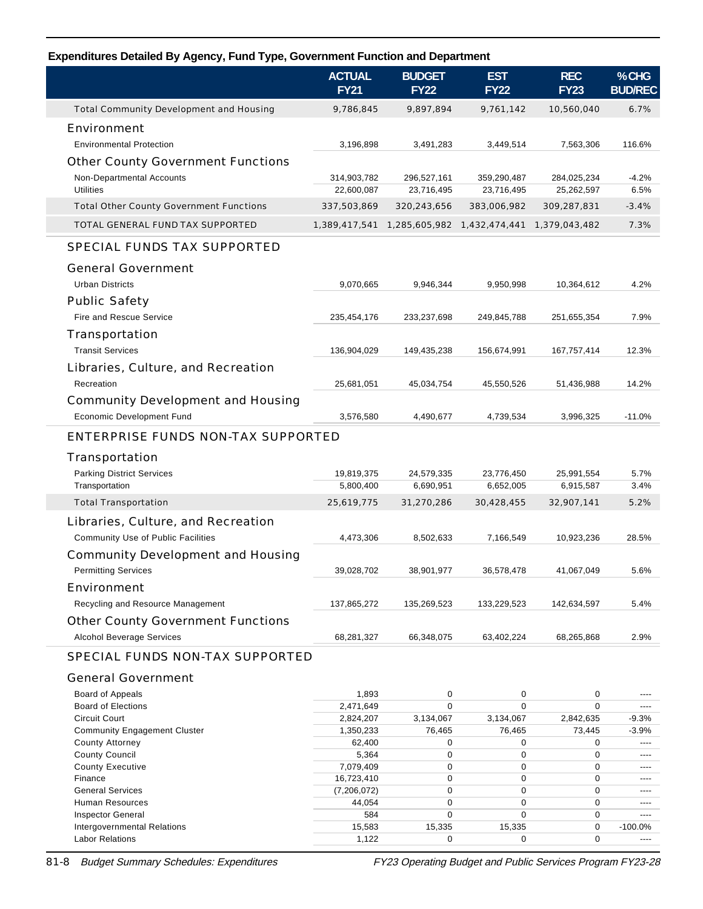## Expenditures Detailed By Agency, Fund Type, Government Function and Department

| | ACTUAL FY21 | BUDGET FY22 | EST FY22 | REC FY23 | %CHG BUD/REC |
|---|---|---|---|---|---|
| Total Community Development and Housing | 9,786,845 | 9,897,894 | 9,761,142 | 10,560,040 | 6.7% |
| **Environment** | | | | | |
| Environmental Protection | 3,196,898 | 3,491,283 | 3,449,514 | 7,563,306 | 116.6% |
| **Other County Government Functions** | | | | | |
| Non-Departmental Accounts | 314,903,782 | 296,527,161 | 359,290,487 | 284,025,234 | -4.2% |
| Utilities | 22,600,087 | 23,716,495 | 23,716,495 | 25,262,597 | 6.5% |
| Total Other County Government Functions | 337,503,869 | 320,243,656 | 383,006,982 | 309,287,831 | -3.4% |
| TOTAL GENERAL FUND TAX SUPPORTED | 1,389,417,541 | 1,285,605,982 | 1,432,474,441 | 1,379,043,482 | 7.3% |
| **SPECIAL FUNDS TAX SUPPORTED** | | | | | |
| **General Government** | | | | | |
| Urban Districts | 9,070,665 | 9,946,344 | 9,950,998 | 10,364,612 | 4.2% |
| **Public Safety** | | | | | |
| Fire and Rescue Service | 235,454,176 | 233,237,698 | 249,845,788 | 251,655,354 | 7.9% |
| **Transportation** | | | | | |
| Transit Services | 136,904,029 | 149,435,238 | 156,674,991 | 167,757,414 | 12.3% |
| **Libraries, Culture, and Recreation** | | | | | |
| Recreation | 25,681,051 | 45,034,754 | 45,550,526 | 51,436,988 | 14.2% |
| **Community Development and Housing** | | | | | |
| Economic Development Fund | 3,576,580 | 4,490,677 | 4,739,534 | 3,996,325 | -11.0% |
| **ENTERPRISE FUNDS NON-TAX SUPPORTED** | | | | | |
| **Transportation** | | | | | |
| Parking District Services | 19,819,375 | 24,579,335 | 23,776,450 | 25,991,554 | 5.7% |
| Transportation | 5,800,400 | 6,690,951 | 6,652,005 | 6,915,587 | 3.4% |
| Total Transportation | 25,619,775 | 31,270,286 | 30,428,455 | 32,907,141 | 5.2% |
| **Libraries, Culture, and Recreation** | | | | | |
| Community Use of Public Facilities | 4,473,306 | 8,502,633 | 7,166,549 | 10,923,236 | 28.5% |
| **Community Development and Housing** | | | | | |
| Permitting Services | 39,028,702 | 38,901,977 | 36,578,478 | 41,067,049 | 5.6% |
| **Environment** | | | | | |
| Recycling and Resource Management | 137,865,272 | 135,269,523 | 133,229,523 | 142,634,597 | 5.4% |
| **Other County Government Functions** | | | | | |
| Alcohol Beverage Services | 68,281,327 | 66,348,075 | 63,402,224 | 68,265,868 | 2.9% |
| **SPECIAL FUNDS NON-TAX SUPPORTED** | | | | | |
| **General Government** | | | | | |
| Board of Appeals | 1,893 | 0 | 0 | 0 | ---- |
| Board of Elections | 2,471,649 | 0 | 0 | 0 | ---- |
| Circuit Court | 2,824,207 | 3,134,067 | 3,134,067 | 2,842,635 | -9.3% |
| Community Engagement Cluster | 1,350,233 | 76,465 | 76,465 | 73,445 | -3.9% |
| County Attorney | 62,400 | 0 | 0 | 0 | ---- |
| County Council | 5,364 | 0 | 0 | 0 | ---- |
| County Executive | 7,079,409 | 0 | 0 | 0 | ---- |
| Finance | 16,723,410 | 0 | 0 | 0 | ---- |
| General Services | (7,206,072) | 0 | 0 | 0 | ---- |
| Human Resources | 44,054 | 0 | 0 | 0 | ---- |
| Inspector General | 584 | 0 | 0 | 0 | ---- |
| Intergovernmental Relations | 15,583 | 15,335 | 15,335 | 0 | -100.0% |
| Labor Relations | 1,122 | 0 | 0 | 0 | ---- |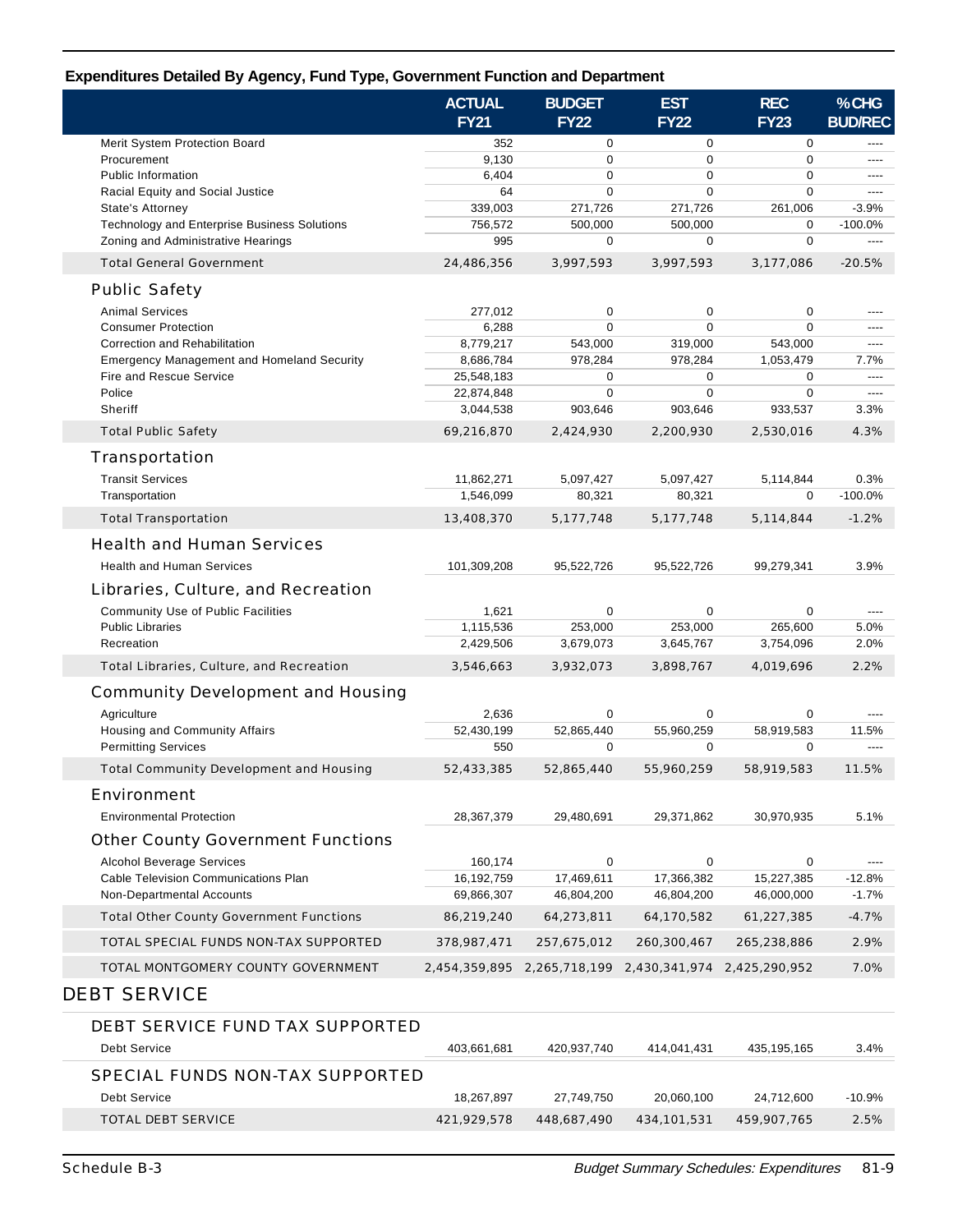## Expenditures Detailed By Agency, Fund Type, Government Function and Department

| | ACTUAL FY21 | BUDGET FY22 | EST FY22 | REC FY23 | %CHG BUD/REC |
|---|---|---|---|---|---|
| Merit System Protection Board | 352 | 0 | 0 | 0 | ---- |
| Procurement | 9,130 | 0 | 0 | 0 | ---- |
| Public Information | 6,404 | 0 | 0 | 0 | ---- |
| Racial Equity and Social Justice | 64 | 0 | 0 | 0 | ---- |
| State's Attorney | 339,003 | 271,726 | 271,726 | 261,006 | -3.9% |
| Technology and Enterprise Business Solutions | 756,572 | 500,000 | 500,000 | 0 | -100.0% |
| Zoning and Administrative Hearings | 995 | 0 | 0 | 0 | ---- |
| Total General Government | 24,486,356 | 3,997,593 | 3,997,593 | 3,177,086 | -20.5% |
| **Public Safety** | | | | | |
| Animal Services | 277,012 | 0 | 0 | 0 | ---- |
| Consumer Protection | 6,288 | 0 | 0 | 0 | ---- |
| Correction and Rehabilitation | 8,779,217 | 543,000 | 319,000 | 543,000 | ---- |
| Emergency Management and Homeland Security | 8,686,784 | 978,284 | 978,284 | 1,053,479 | 7.7% |
| Fire and Rescue Service | 25,548,183 | 0 | 0 | 0 | ---- |
| Police | 22,874,848 | 0 | 0 | 0 | ---- |
| Sheriff | 3,044,538 | 903,646 | 903,646 | 933,537 | 3.3% |
| Total Public Safety | 69,216,870 | 2,424,930 | 2,200,930 | 2,530,016 | 4.3% |
| **Transportation** | | | | | |
| Transit Services | 11,862,271 | 5,097,427 | 5,097,427 | 5,114,844 | 0.3% |
| Transportation | 1,546,099 | 80,321 | 80,321 | 0 | -100.0% |
| Total Transportation | 13,408,370 | 5,177,748 | 5,177,748 | 5,114,844 | -1.2% |
| **Health and Human Services** | | | | | |
| Health and Human Services | 101,309,208 | 95,522,726 | 95,522,726 | 99,279,341 | 3.9% |
| **Libraries, Culture, and Recreation** | | | | | |
| Community Use of Public Facilities | 1,621 | 0 | 0 | 0 | ---- |
| Public Libraries | 1,115,536 | 253,000 | 253,000 | 265,600 | 5.0% |
| Recreation | 2,429,506 | 3,679,073 | 3,645,767 | 3,754,096 | 2.0% |
| Total Libraries, Culture, and Recreation | 3,546,663 | 3,932,073 | 3,898,767 | 4,019,696 | 2.2% |
| **Community Development and Housing** | | | | | |
| Agriculture | 2,636 | 0 | 0 | 0 | ---- |
| Housing and Community Affairs | 52,430,199 | 52,865,440 | 55,960,259 | 58,919,583 | 11.5% |
| Permitting Services | 550 | 0 | 0 | 0 | ---- |
| Total Community Development and Housing | 52,433,385 | 52,865,440 | 55,960,259 | 58,919,583 | 11.5% |
| **Environment** | | | | | |
| Environmental Protection | 28,367,379 | 29,480,691 | 29,371,862 | 30,970,935 | 5.1% |
| **Other County Government Functions** | | | | | |
| Alcohol Beverage Services | 160,174 | 0 | 0 | 0 | ---- |
| Cable Television Communications Plan | 16,192,759 | 17,469,611 | 17,366,382 | 15,227,385 | -12.8% |
| Non-Departmental Accounts | 69,866,307 | 46,804,200 | 46,804,200 | 46,000,000 | -1.7% |
| Total Other County Government Functions | 86,219,240 | 64,273,811 | 64,170,582 | 61,227,385 | -4.7% |
| TOTAL SPECIAL FUNDS NON-TAX SUPPORTED | 378,987,471 | 257,675,012 | 260,300,467 | 265,238,886 | 2.9% |
| TOTAL MONTGOMERY COUNTY GOVERNMENT | 2,454,359,895 | 2,265,718,199 | 2,430,341,974 | 2,425,290,952 | 7.0% |

## DEBT SERVICE

| | ACTUAL FY21 | BUDGET FY22 | EST FY22 | REC FY23 | %CHG BUD/REC |
|---|---|---|---|---|---|
| **DEBT SERVICE FUND TAX SUPPORTED** | | | | | |
| Debt Service | 403,661,681 | 420,937,740 | 414,041,431 | 435,195,165 | 3.4% |
| **SPECIAL FUNDS NON-TAX SUPPORTED** | | | | | |
| Debt Service | 18,267,897 | 27,749,750 | 20,060,100 | 24,712,600 | -10.9% |
| TOTAL DEBT SERVICE | 421,929,578 | 448,687,490 | 434,101,531 | 459,907,765 | 2.5% |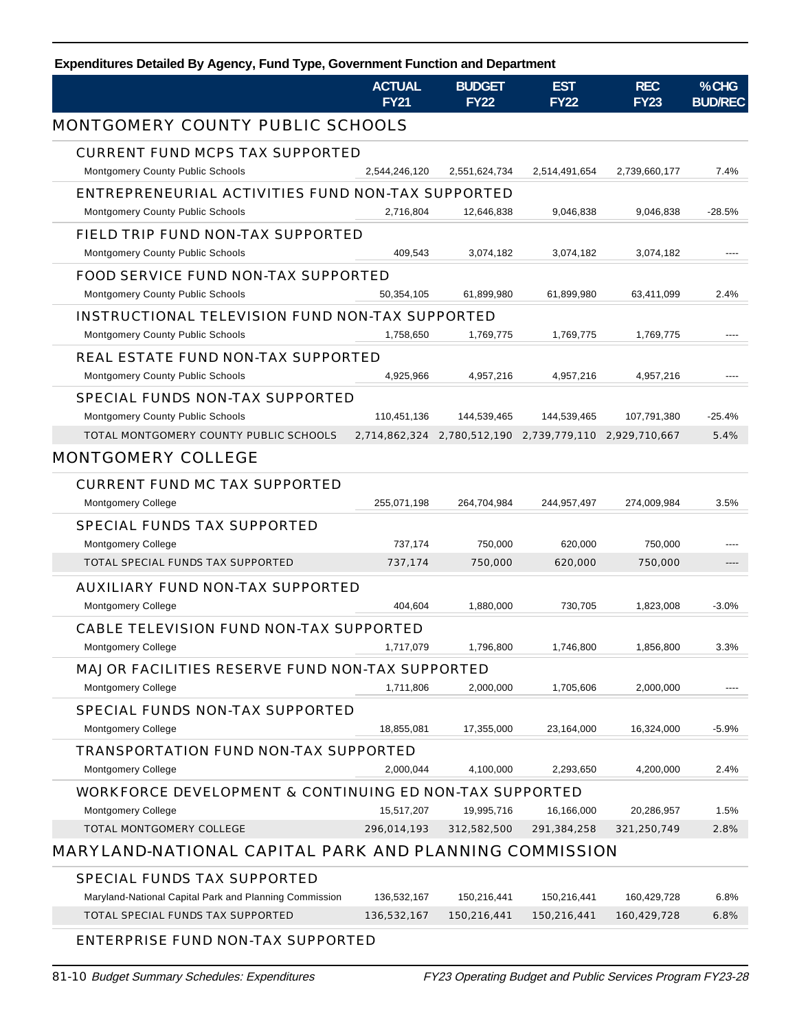**Expenditures Detailed By Agency, Fund Type, Government Function and Department**

| | ACTUAL FY21 | BUDGET FY22 | EST FY22 | REC FY23 | %CHG BUD/REC |
|---|---|---|---|---|---|
| **MONTGOMERY COUNTY PUBLIC SCHOOLS** | | | | | |
| **CURRENT FUND MCPS TAX SUPPORTED** | | | | | |
| Montgomery County Public Schools | 2,544,246,120 | 2,551,624,734 | 2,514,491,654 | 2,739,660,177 | 7.4% |
| **ENTREPRENEURIAL ACTIVITIES FUND NON-TAX SUPPORTED** | | | | | |
| Montgomery County Public Schools | 2,716,804 | 12,646,838 | 9,046,838 | 9,046,838 | -28.5% |
| **FIELD TRIP FUND NON-TAX SUPPORTED** | | | | | |
| Montgomery County Public Schools | 409,543 | 3,074,182 | 3,074,182 | 3,074,182 | ---- |
| **FOOD SERVICE FUND NON-TAX SUPPORTED** | | | | | |
| Montgomery County Public Schools | 50,354,105 | 61,899,980 | 61,899,980 | 63,411,099 | 2.4% |
| **INSTRUCTIONAL TELEVISION FUND NON-TAX SUPPORTED** | | | | | |
| Montgomery County Public Schools | 1,758,650 | 1,769,775 | 1,769,775 | 1,769,775 | ---- |
| **REAL ESTATE FUND NON-TAX SUPPORTED** | | | | | |
| Montgomery County Public Schools | 4,925,966 | 4,957,216 | 4,957,216 | 4,957,216 | ---- |
| **SPECIAL FUNDS NON-TAX SUPPORTED** | | | | | |
| Montgomery County Public Schools | 110,451,136 | 144,539,465 | 144,539,465 | 107,791,380 | -25.4% |
| TOTAL MONTGOMERY COUNTY PUBLIC SCHOOLS | 2,714,862,324 | 2,780,512,190 | 2,739,779,110 | 2,929,710,667 | 5.4% |
| **MONTGOMERY COLLEGE** | | | | | |
| **CURRENT FUND MC TAX SUPPORTED** | | | | | |
| Montgomery College | 255,071,198 | 264,704,984 | 244,957,497 | 274,009,984 | 3.5% |
| **SPECIAL FUNDS TAX SUPPORTED** | | | | | |
| Montgomery College | 737,174 | 750,000 | 620,000 | 750,000 | ---- |
| TOTAL SPECIAL FUNDS TAX SUPPORTED | 737,174 | 750,000 | 620,000 | 750,000 | ---- |
| **AUXILIARY FUND NON-TAX SUPPORTED** | | | | | |
| Montgomery College | 404,604 | 1,880,000 | 730,705 | 1,823,008 | -3.0% |
| **CABLE TELEVISION FUND NON-TAX SUPPORTED** | | | | | |
| Montgomery College | 1,717,079 | 1,796,800 | 1,746,800 | 1,856,800 | 3.3% |
| **MAJOR FACILITIES RESERVE FUND NON-TAX SUPPORTED** | | | | | |
| Montgomery College | 1,711,806 | 2,000,000 | 1,705,606 | 2,000,000 | ---- |
| **SPECIAL FUNDS NON-TAX SUPPORTED** | | | | | |
| Montgomery College | 18,855,081 | 17,355,000 | 23,164,000 | 16,324,000 | -5.9% |
| **TRANSPORTATION FUND NON-TAX SUPPORTED** | | | | | |
| Montgomery College | 2,000,044 | 4,100,000 | 2,293,650 | 4,200,000 | 2.4% |
| **WORKFORCE DEVELOPMENT & CONTINUING ED NON-TAX SUPPORTED** | | | | | |
| Montgomery College | 15,517,207 | 19,995,716 | 16,166,000 | 20,286,957 | 1.5% |
| TOTAL MONTGOMERY COLLEGE | 296,014,193 | 312,582,500 | 291,384,258 | 321,250,749 | 2.8% |
| **MARYLAND-NATIONAL CAPITAL PARK AND PLANNING COMMISSION** | | | | | |
| **SPECIAL FUNDS TAX SUPPORTED** | | | | | |
| Maryland-National Capital Park and Planning Commission | 136,532,167 | 150,216,441 | 150,216,441 | 160,429,728 | 6.8% |
| TOTAL SPECIAL FUNDS TAX SUPPORTED | 136,532,167 | 150,216,441 | 150,216,441 | 160,429,728 | 6.8% |
| **ENTERPRISE FUND NON-TAX SUPPORTED** | | | | | |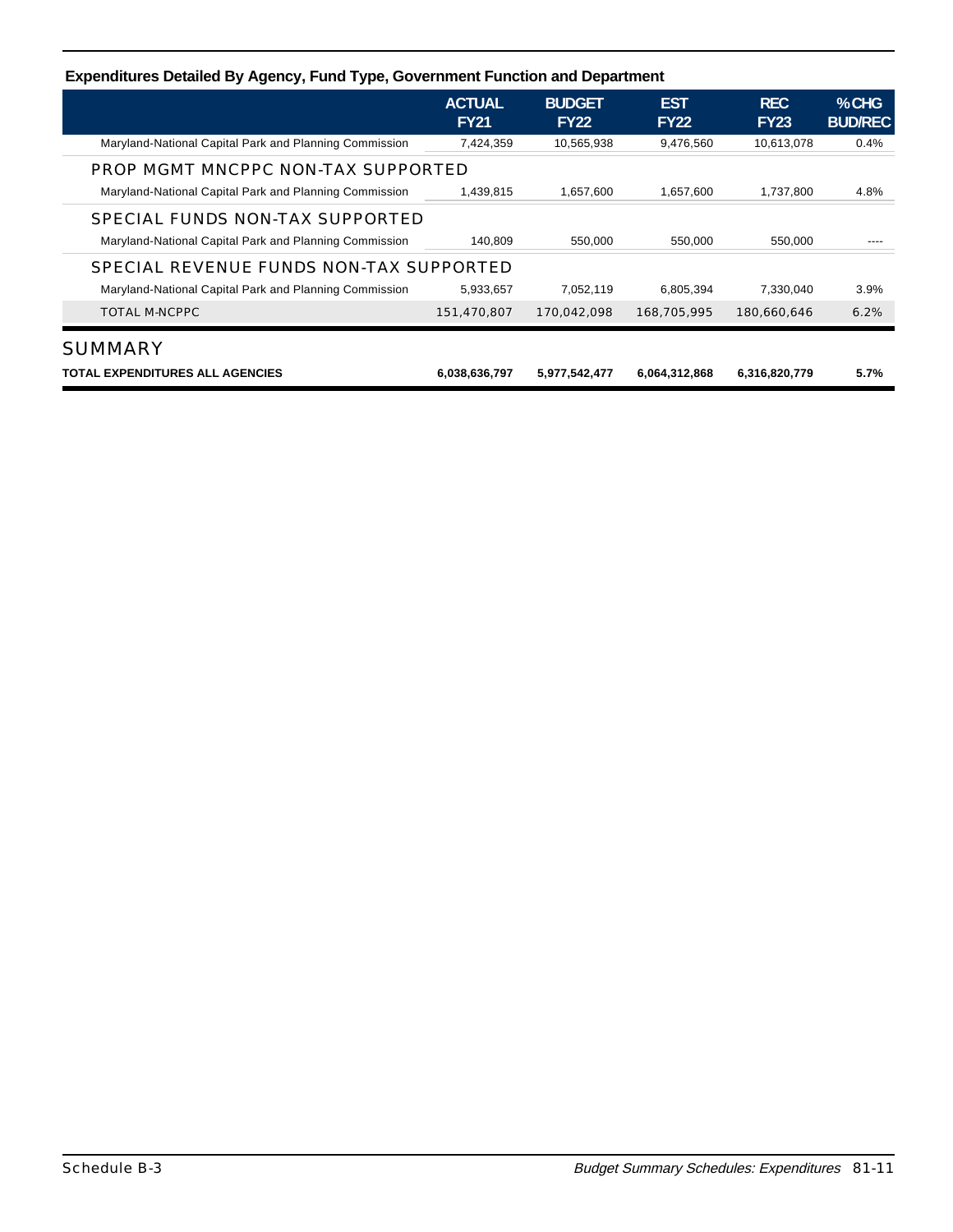## Expenditures Detailed By Agency, Fund Type, Government Function and Department

| | ACTUAL FY21 | BUDGET FY22 | EST FY22 | REC FY23 | %CHG BUD/REC |
|---|---|---|---|---|---|
| Maryland-National Capital Park and Planning Commission | 7,424,359 | 10,565,938 | 9,476,560 | 10,613,078 | 0.4% |
| **PROP MGMT MNCPPC NON-TAX SUPPORTED** | | | | | |
| Maryland-National Capital Park and Planning Commission | 1,439,815 | 1,657,600 | 1,657,600 | 1,737,800 | 4.8% |
| **SPECIAL FUNDS NON-TAX SUPPORTED** | | | | | |
| Maryland-National Capital Park and Planning Commission | 140,809 | 550,000 | 550,000 | 550,000 | ---- |
| **SPECIAL REVENUE FUNDS NON-TAX SUPPORTED** | | | | | |
| Maryland-National Capital Park and Planning Commission | 5,933,657 | 7,052,119 | 6,805,394 | 7,330,040 | 3.9% |
| TOTAL M-NCPPC | 151,470,807 | 170,042,098 | 168,705,995 | 180,660,646 | 6.2% |
| **SUMMARY** | | | | | |
| **TOTAL EXPENDITURES ALL AGENCIES** | **6,038,636,797** | **5,977,542,477** | **6,064,312,868** | **6,316,820,779** | **5.7%** |

Schedule B-3

*Budget Summary Schedules: Expenditures*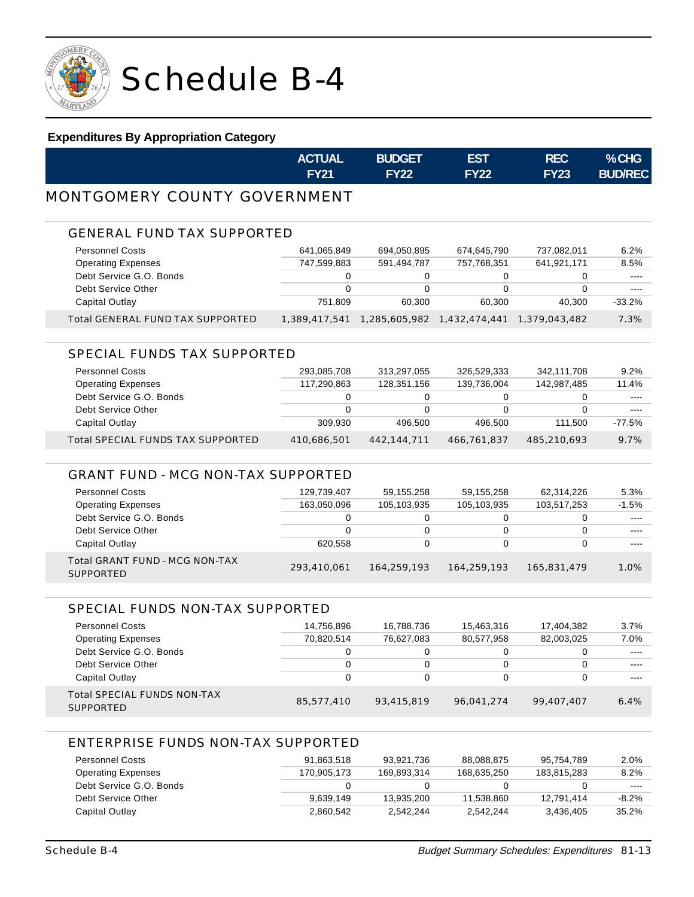# Schedule B-4

## Expenditures By Appropriation Category

| | ACTUAL FY21 | BUDGET FY22 | EST FY22 | REC FY23 | % CHG BUD/REC |
|---|---|---|---|---|---|
| **MONTGOMERY COUNTY GOVERNMENT** | | | | | |
| **GENERAL FUND TAX SUPPORTED** | | | | | |
| Personnel Costs | 641,065,849 | 694,050,895 | 674,645,790 | 737,082,011 | 6.2% |
| Operating Expenses | 747,599,883 | 591,494,787 | 757,768,351 | 641,921,171 | 8.5% |
| Debt Service G.O. Bonds | 0 | 0 | 0 | 0 | ---- |
| Debt Service Other | 0 | 0 | 0 | 0 | ---- |
| Capital Outlay | 751,809 | 60,300 | 60,300 | 40,300 | -33.2% |
| Total GENERAL FUND TAX SUPPORTED | 1,389,417,541 | 1,285,605,982 | 1,432,474,441 | 1,379,043,482 | 7.3% |
| **SPECIAL FUNDS TAX SUPPORTED** | | | | | |
| Personnel Costs | 293,085,708 | 313,297,055 | 326,529,333 | 342,111,708 | 9.2% |
| Operating Expenses | 117,290,863 | 128,351,156 | 139,736,004 | 142,987,485 | 11.4% |
| Debt Service G.O. Bonds | 0 | 0 | 0 | 0 | ---- |
| Debt Service Other | 0 | 0 | 0 | 0 | ---- |
| Capital Outlay | 309,930 | 496,500 | 496,500 | 111,500 | -77.5% |
| Total SPECIAL FUNDS TAX SUPPORTED | 410,686,501 | 442,144,711 | 466,761,837 | 485,210,693 | 9.7% |
| **GRANT FUND - MCG NON-TAX SUPPORTED** | | | | | |
| Personnel Costs | 129,739,407 | 59,155,258 | 59,155,258 | 62,314,226 | 5.3% |
| Operating Expenses | 163,050,096 | 105,103,935 | 105,103,935 | 103,517,253 | -1.5% |
| Debt Service G.O. Bonds | 0 | 0 | 0 | 0 | ---- |
| Debt Service Other | 0 | 0 | 0 | 0 | ---- |
| Capital Outlay | 620,558 | 0 | 0 | 0 | ---- |
| Total GRANT FUND - MCG NON-TAX SUPPORTED | 293,410,061 | 164,259,193 | 164,259,193 | 165,831,479 | 1.0% |
| **SPECIAL FUNDS NON-TAX SUPPORTED** | | | | | |
| Personnel Costs | 14,756,896 | 16,788,736 | 15,463,316 | 17,404,382 | 3.7% |
| Operating Expenses | 70,820,514 | 76,627,083 | 80,577,958 | 82,003,025 | 7.0% |
| Debt Service G.O. Bonds | 0 | 0 | 0 | 0 | ---- |
| Debt Service Other | 0 | 0 | 0 | 0 | ---- |
| Capital Outlay | 0 | 0 | 0 | 0 | ---- |
| Total SPECIAL FUNDS NON-TAX SUPPORTED | 85,577,410 | 93,415,819 | 96,041,274 | 99,407,407 | 6.4% |
| **ENTERPRISE FUNDS NON-TAX SUPPORTED** | | | | | |
| Personnel Costs | 91,863,518 | 93,921,736 | 88,088,875 | 95,754,789 | 2.0% |
| Operating Expenses | 170,905,173 | 169,893,314 | 168,635,250 | 183,815,283 | 8.2% |
| Debt Service G.O. Bonds | 0 | 0 | 0 | 0 | ---- |
| Debt Service Other | 9,639,149 | 13,935,200 | 11,538,860 | 12,791,414 | -8.2% |
| Capital Outlay | 2,860,542 | 2,542,244 | 2,542,244 | 3,436,405 | 35.2% |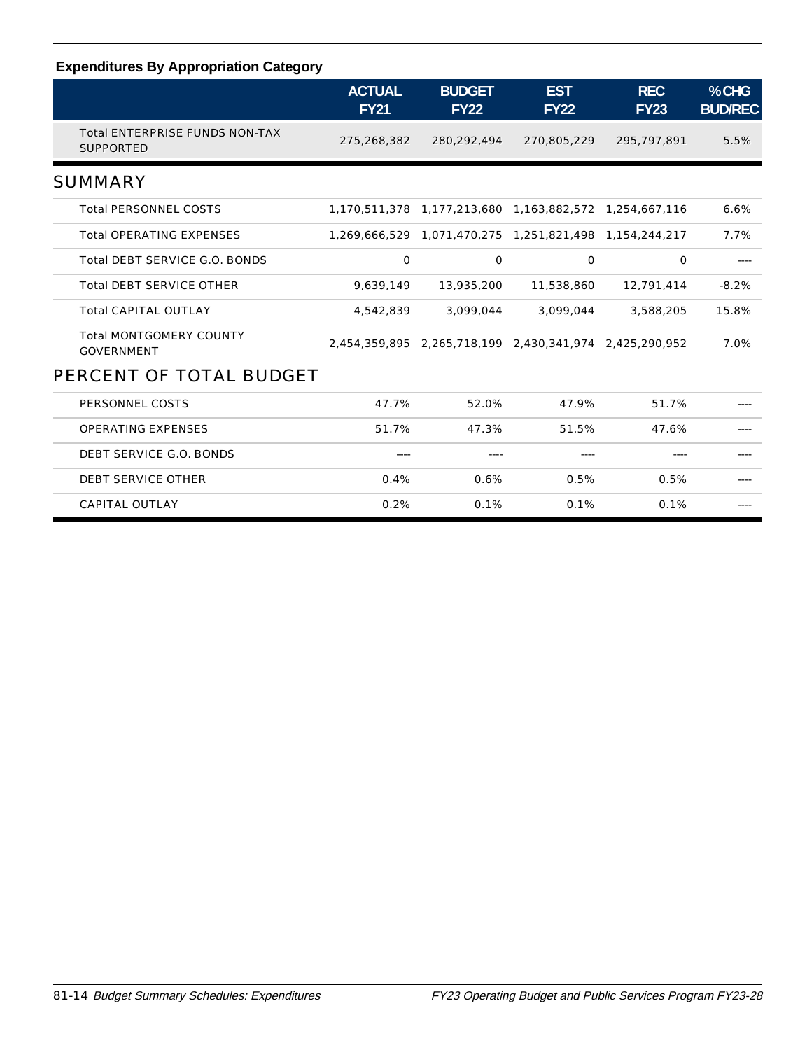### Expenditures By Appropriation Category

| | ACTUAL FY21 | BUDGET FY22 | EST FY22 | REC FY23 | %CHG BUD/REC |
|---|---|---|---|---|---|
| Total ENTERPRISE FUNDS NON-TAX SUPPORTED | 275,268,382 | 280,292,494 | 270,805,229 | 295,797,891 | 5.5% |
| **SUMMARY** | | | | | |
| Total PERSONNEL COSTS | 1,170,511,378 | 1,177,213,680 | 1,163,882,572 | 1,254,667,116 | 6.6% |
| Total OPERATING EXPENSES | 1,269,666,529 | 1,071,470,275 | 1,251,821,498 | 1,154,244,217 | 7.7% |
| Total DEBT SERVICE G.O. BONDS | 0 | 0 | 0 | 0 | ---- |
| Total DEBT SERVICE OTHER | 9,639,149 | 13,935,200 | 11,538,860 | 12,791,414 | -8.2% |
| Total CAPITAL OUTLAY | 4,542,839 | 3,099,044 | 3,099,044 | 3,588,205 | 15.8% |
| Total MONTGOMERY COUNTY GOVERNMENT | 2,454,359,895 | 2,265,718,199 | 2,430,341,974 | 2,425,290,952 | 7.0% |
| **PERCENT OF TOTAL BUDGET** | | | | | |
| PERSONNEL COSTS | 47.7% | 52.0% | 47.9% | 51.7% | ---- |
| OPERATING EXPENSES | 51.7% | 47.3% | 51.5% | 47.6% | ---- |
| DEBT SERVICE G.O. BONDS | ---- | ---- | ---- | ---- | ---- |
| DEBT SERVICE OTHER | 0.4% | 0.6% | 0.5% | 0.5% | ---- |
| CAPITAL OUTLAY | 0.2% | 0.1% | 0.1% | 0.1% | ---- |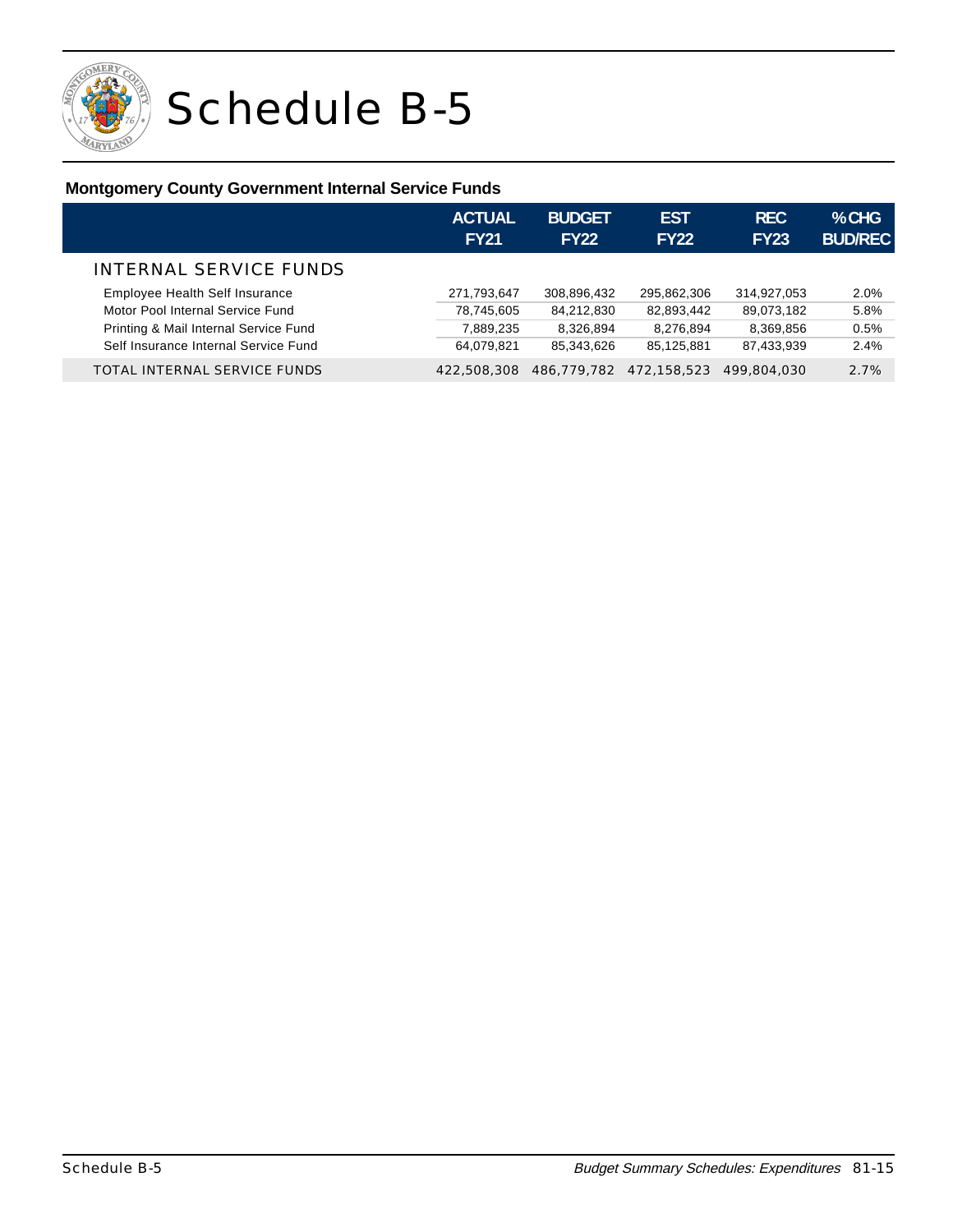# Schedule B-5

## Montgomery County Government Internal Service Funds

| | ACTUAL FY21 | BUDGET FY22 | EST FY22 | REC FY23 | %CHG BUD/REC |
|---|---|---|---|---|---|
| **INTERNAL SERVICE FUNDS** | | | | | |
| Employee Health Self Insurance | 271,793,647 | 308,896,432 | 295,862,306 | 314,927,053 | 2.0% |
| Motor Pool Internal Service Fund | 78,745,605 | 84,212,830 | 82,893,442 | 89,073,182 | 5.8% |
| Printing & Mail Internal Service Fund | 7,889,235 | 8,326,894 | 8,276,894 | 8,369,856 | 0.5% |
| Self Insurance Internal Service Fund | 64,079,821 | 85,343,626 | 85,125,881 | 87,433,939 | 2.4% |
| TOTAL INTERNAL SERVICE FUNDS | 422,508,308 | 486,779,782 | 472,158,523 | 499,804,030 | 2.7% |